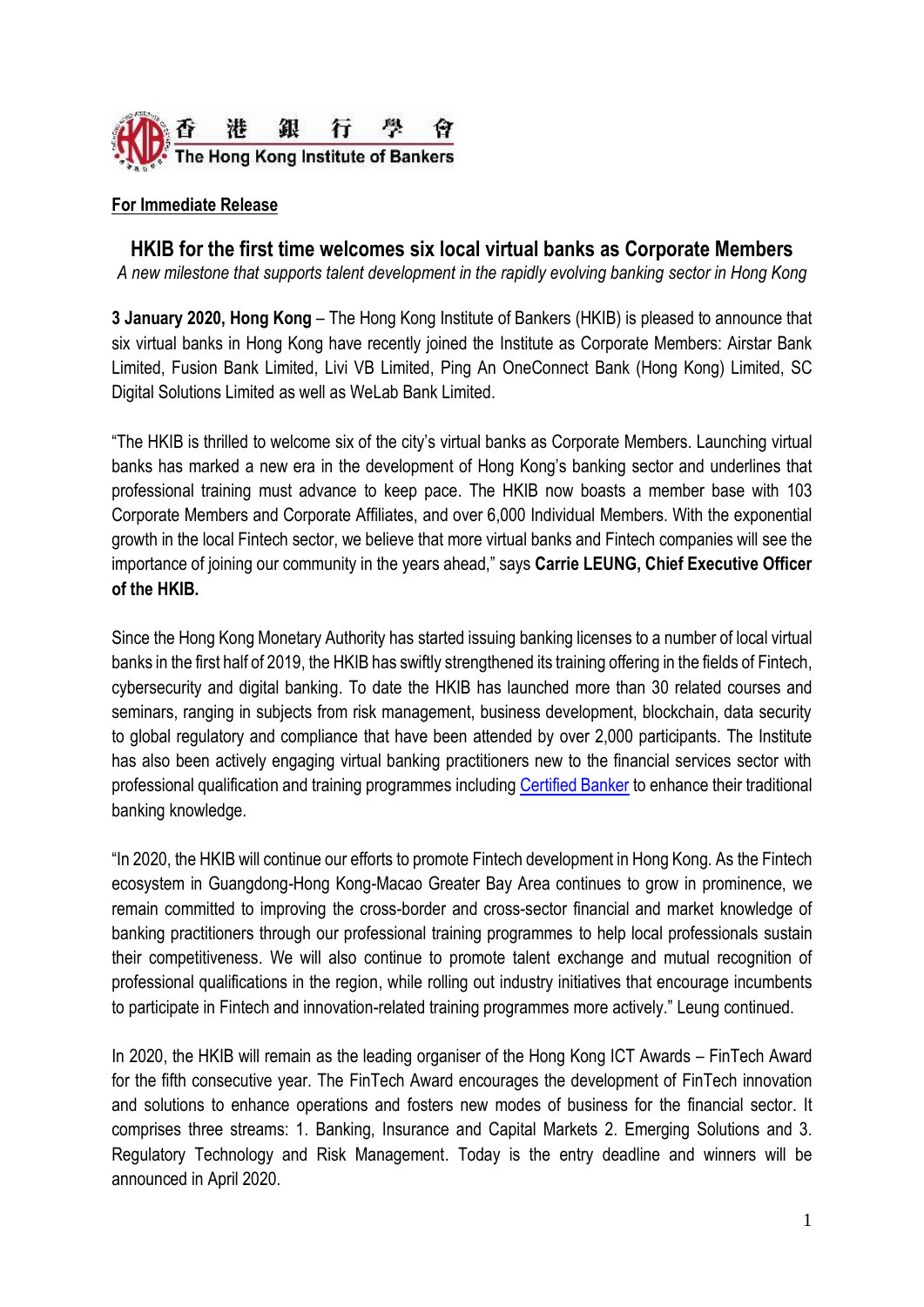香港銀行學會
The Hong Kong Institute of Bankers

**For Immediate Release**

## HKIB for the first time welcomes six local virtual banks as Corporate Members

*A new milestone that supports talent development in the rapidly evolving banking sector in Hong Kong*

**3 January 2020, Hong Kong** – The Hong Kong Institute of Bankers (HKIB) is pleased to announce that six virtual banks in Hong Kong have recently joined the Institute as Corporate Members: Airstar Bank Limited, Fusion Bank Limited, Livi VB Limited, Ping An OneConnect Bank (Hong Kong) Limited, SC Digital Solutions Limited as well as WeLab Bank Limited.

"The HKIB is thrilled to welcome six of the city's virtual banks as Corporate Members. Launching virtual banks has marked a new era in the development of Hong Kong's banking sector and underlines that professional training must advance to keep pace. The HKIB now boasts a member base with 103 Corporate Members and Corporate Affiliates, and over 6,000 Individual Members. With the exponential growth in the local Fintech sector, we believe that more virtual banks and Fintech companies will see the importance of joining our community in the years ahead," says **Carrie LEUNG, Chief Executive Officer of the HKIB.**

Since the Hong Kong Monetary Authority has started issuing banking licenses to a number of local virtual banks in the first half of 2019, the HKIB has swiftly strengthened its training offering in the fields of Fintech, cybersecurity and digital banking. To date the HKIB has launched more than 30 related courses and seminars, ranging in subjects from risk management, business development, blockchain, data security to global regulatory and compliance that have been attended by over 2,000 participants. The Institute has also been actively engaging virtual banking practitioners new to the financial services sector with professional qualification and training programmes including Certified Banker to enhance their traditional banking knowledge.

"In 2020, the HKIB will continue our efforts to promote Fintech development in Hong Kong. As the Fintech ecosystem in Guangdong-Hong Kong-Macao Greater Bay Area continues to grow in prominence, we remain committed to improving the cross-border and cross-sector financial and market knowledge of banking practitioners through our professional training programmes to help local professionals sustain their competitiveness. We will also continue to promote talent exchange and mutual recognition of professional qualifications in the region, while rolling out industry initiatives that encourage incumbents to participate in Fintech and innovation-related training programmes more actively." Leung continued.

In 2020, the HKIB will remain as the leading organiser of the Hong Kong ICT Awards – FinTech Award for the fifth consecutive year. The FinTech Award encourages the development of FinTech innovation and solutions to enhance operations and fosters new modes of business for the financial sector. It comprises three streams: 1. Banking, Insurance and Capital Markets 2. Emerging Solutions and 3. Regulatory Technology and Risk Management. Today is the entry deadline and winners will be announced in April 2020.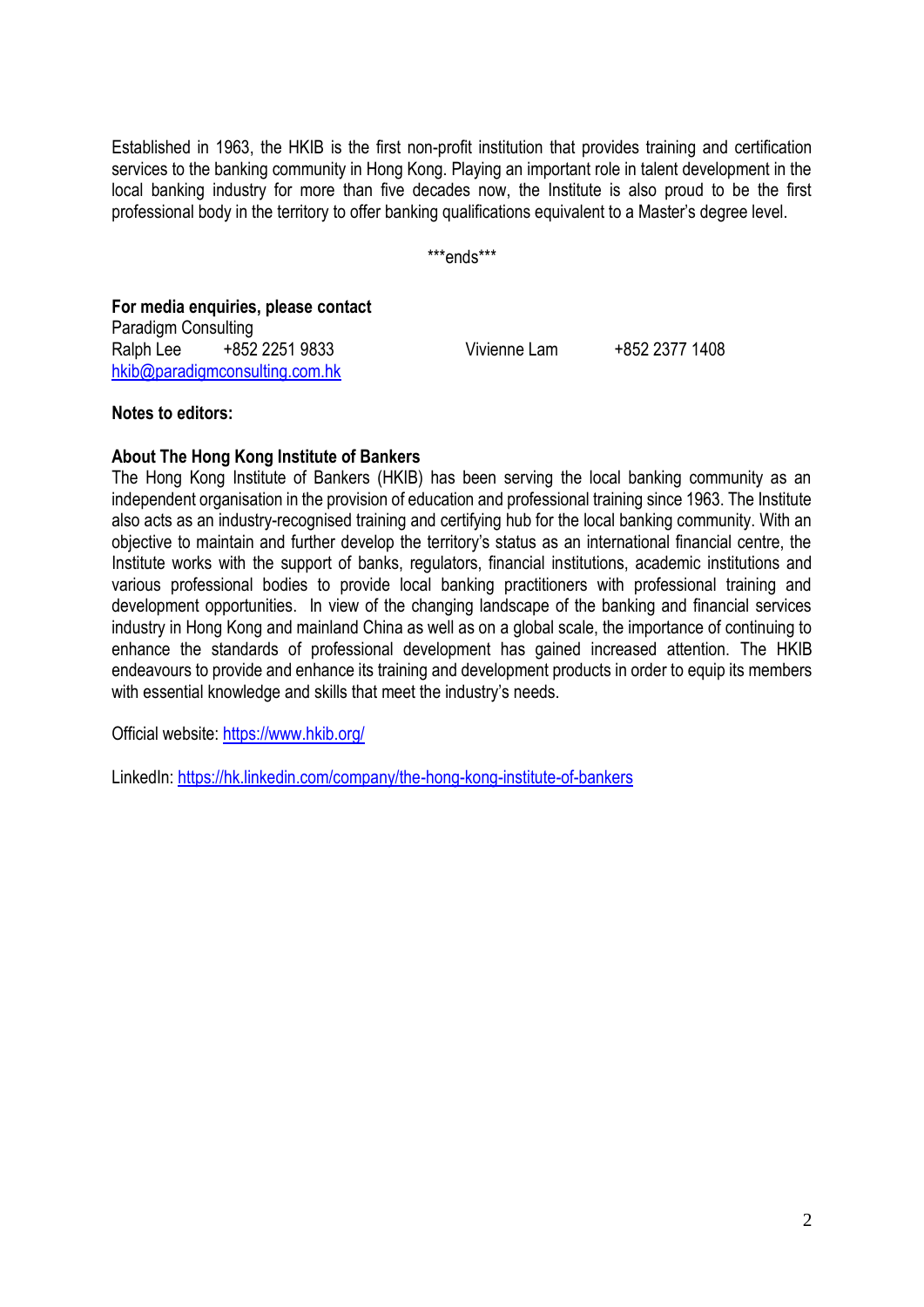Established in 1963, the HKIB is the first non-profit institution that provides training and certification services to the banking community in Hong Kong. Playing an important role in talent development in the local banking industry for more than five decades now, the Institute is also proud to be the first professional body in the territory to offer banking qualifications equivalent to a Master's degree level.

***ends***

**For media enquiries, please contact**
Paradigm Consulting
Ralph Lee +852 2251 9833 Vivienne Lam +852 2377 1408
hkib@paradigmconsulting.com.hk

**Notes to editors:**

**About The Hong Kong Institute of Bankers**
The Hong Kong Institute of Bankers (HKIB) has been serving the local banking community as an independent organisation in the provision of education and professional training since 1963. The Institute also acts as an industry-recognised training and certifying hub for the local banking community. With an objective to maintain and further develop the territory's status as an international financial centre, the Institute works with the support of banks, regulators, financial institutions, academic institutions and various professional bodies to provide local banking practitioners with professional training and development opportunities. In view of the changing landscape of the banking and financial services industry in Hong Kong and mainland China as well as on a global scale, the importance of continuing to enhance the standards of professional development has gained increased attention. The HKIB endeavours to provide and enhance its training and development products in order to equip its members with essential knowledge and skills that meet the industry's needs.

Official website: https://www.hkib.org/

LinkedIn: https://hk.linkedin.com/company/the-hong-kong-institute-of-bankers